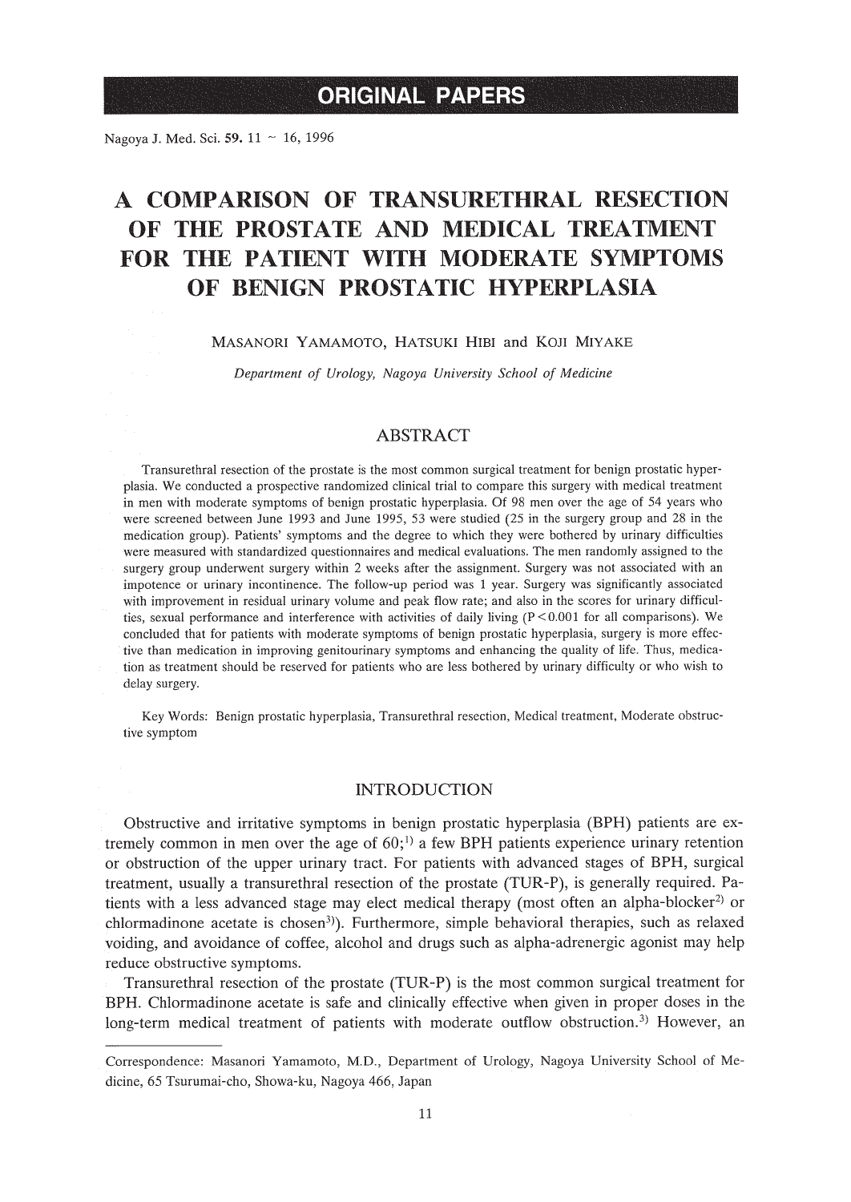ORIGINAL PAPERS

# A COMPARISON OF TRANSURETHRAL RESECTION OF THE PROSTATE AND MEDICAL TREATMENT FOR THE PATIENT WITH MODERATE SYMPTOMS OF BENIGN PROSTATIC HYPERPLASIA

MASANORI YAMAMOTO, HATSUKI HIBI and KOJI MIYAKE

*Department of Urology, Nagoya University School of Medicine*

## ABSTRACT

Transurethral resection of the prostate is the most common surgical treatment for benign prostatic hyperplasia. We conducted a prospective randomized clinical trial to compare this surgery with medical treatment in men with moderate symptoms of benign prostatic hyperplasia. Of 98 men over the age of 54 years who were screened between June 1993 and June 1995, 53 were studied (25 in the surgery group and 28 in the medication group). Patients' symptoms and the degree to which they were bothered by urinary difficulties were measured with standardized questionnaires and medical evaluations. The men randomly assigned to the surgery group underwent surgery within 2 weeks after the assignment. Surgery was not associated with an impotence or urinary incontinence. The follow-up period was 1 year. Surgery was significantly associated with improvement in residual urinary volume and peak flow rate; and also in the scores for urinary difficulties, sexual performance and interference with activities of daily living ($P < 0.001$ for all comparisons). We concluded that for patients with moderate symptoms of benign prostatic hyperplasia, surgery is more effective than medication in improving genitourinary symptoms and enhancing the quality of life. Thus, medication as treatment should be reserved for patients who are less bothered by urinary difficulty or who wish to delay surgery.

Key Words: Benign prostatic hyperplasia, Transurethral resection, Medical treatment, Moderate obstructive symptom

## INTRODUCTION

Obstructive and irritative symptoms in benign prostatic hyperplasia (BPH) patients are extremely common in men over the age of 60;[1] a few BPH patients experience urinary retention or obstruction of the upper urinary tract. For patients with advanced stages of BPH, surgical treatment, usually a transurethral resection of the prostate (TUR-P), is generally required. Patients with a less advanced stage may elect medical therapy (most often an alpha-blocker[2] or chlormadinone acetate is chosen[3]). Furthermore, simple behavioral therapies, such as relaxed voiding, and avoidance of coffee, alcohol and drugs such as alpha-adrenergic agonist may help reduce obstructive symptoms.

Transurethral resection of the prostate (TUR-P) is the most common surgical treatment for BPH. Chlormadinone acetate is safe and clinically effective when given in proper doses in the long-term medical treatment of patients with moderate outflow obstruction.[3] However, an

---

Correspondence: Masanori Yamamoto, M.D., Department of Urology, Nagoya University School of Medicine, 65 Tsurumai-cho, Showa-ku, Nagoya 466, Japan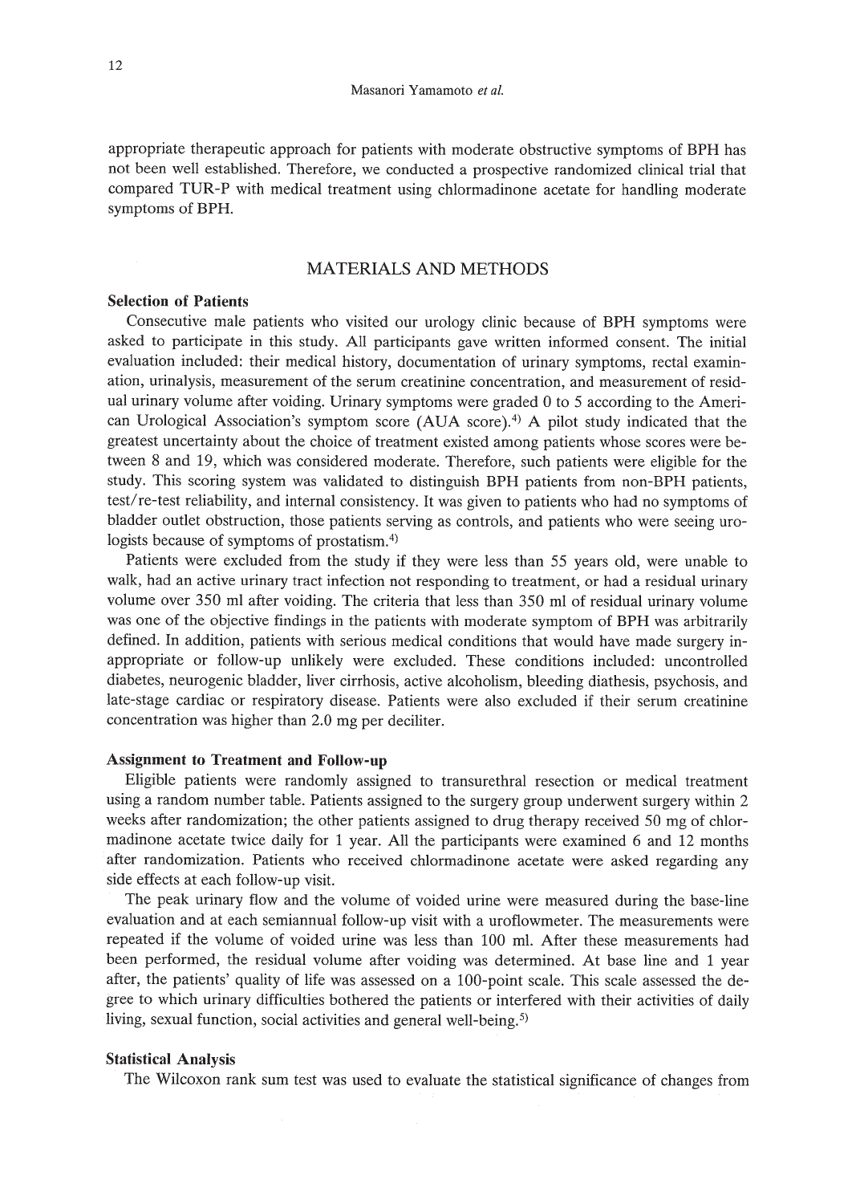appropriate therapeutic approach for patients with moderate obstructive symptoms of BPH has not been well established. Therefore, we conducted a prospective randomized clinical trial that compared TUR-P with medical treatment using chlormadinone acetate for handling moderate symptoms of BPH.

## MATERIALS AND METHODS

### Selection of Patients

Consecutive male patients who visited our urology clinic because of BPH symptoms were asked to participate in this study. All participants gave written informed consent. The initial evaluation included: their medical history, documentation of urinary symptoms, rectal examination, urinalysis, measurement of the serum creatinine concentration, and measurement of residual urinary volume after voiding. Urinary symptoms were graded 0 to 5 according to the American Urological Association's symptom score (AUA score).[4] A pilot study indicated that the greatest uncertainty about the choice of treatment existed among patients whose scores were between 8 and 19, which was considered moderate. Therefore, such patients were eligible for the study. This scoring system was validated to distinguish BPH patients from non-BPH patients, test/re-test reliability, and internal consistency. It was given to patients who had no symptoms of bladder outlet obstruction, those patients serving as controls, and patients who were seeing urologists because of symptoms of prostatism.[4]

Patients were excluded from the study if they were less than 55 years old, were unable to walk, had an active urinary tract infection not responding to treatment, or had a residual urinary volume over 350 ml after voiding. The criteria that less than 350 ml of residual urinary volume was one of the objective findings in the patients with moderate symptom of BPH was arbitrarily defined. In addition, patients with serious medical conditions that would have made surgery inappropriate or follow-up unlikely were excluded. These conditions included: uncontrolled diabetes, neurogenic bladder, liver cirrhosis, active alcoholism, bleeding diathesis, psychosis, and late-stage cardiac or respiratory disease. Patients were also excluded if their serum creatinine concentration was higher than 2.0 mg per deciliter.

### Assignment to Treatment and Follow-up

Eligible patients were randomly assigned to transurethral resection or medical treatment using a random number table. Patients assigned to the surgery group underwent surgery within 2 weeks after randomization; the other patients assigned to drug therapy received 50 mg of chlormadinone acetate twice daily for 1 year. All the participants were examined 6 and 12 months after randomization. Patients who received chlormadinone acetate were asked regarding any side effects at each follow-up visit.

The peak urinary flow and the volume of voided urine were measured during the base-line evaluation and at each semiannual follow-up visit with a uroflowmeter. The measurements were repeated if the volume of voided urine was less than 100 ml. After these measurements had been performed, the residual volume after voiding was determined. At base line and 1 year after, the patients' quality of life was assessed on a 100-point scale. This scale assessed the degree to which urinary difficulties bothered the patients or interfered with their activities of daily living, sexual function, social activities and general well-being.[5]

### Statistical Analysis

The Wilcoxon rank sum test was used to evaluate the statistical significance of changes from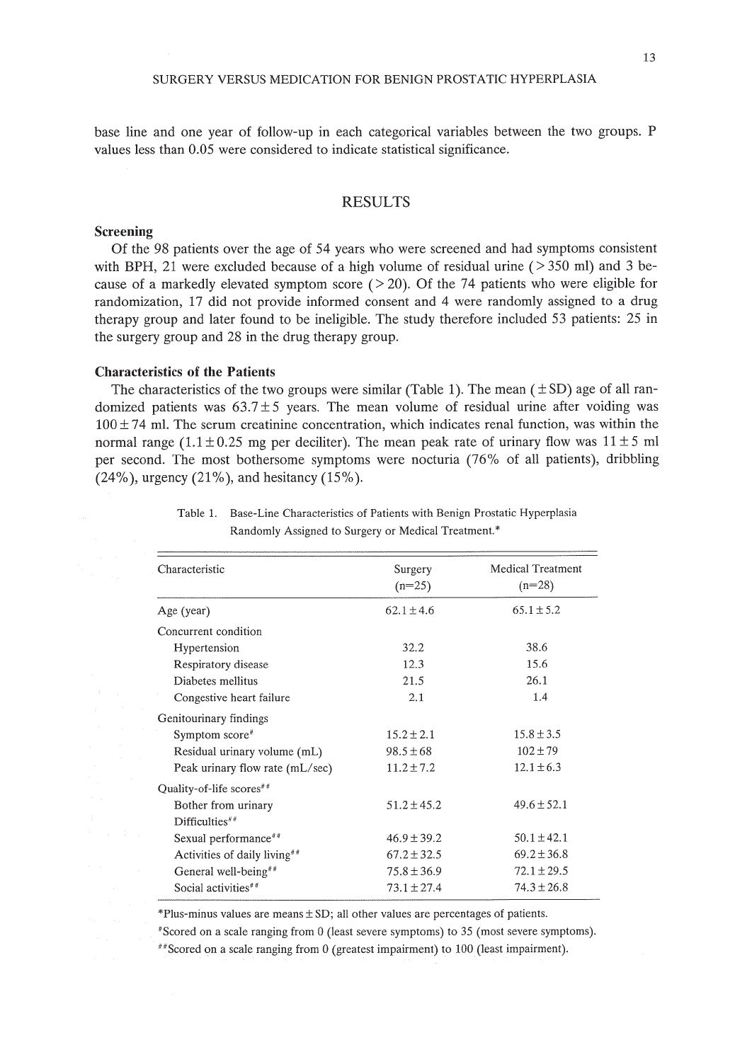base line and one year of follow-up in each categorical variables between the two groups. P values less than 0.05 were considered to indicate statistical significance.

## RESULTS

### Screening

Of the 98 patients over the age of 54 years who were screened and had symptoms consistent with BPH, 21 were excluded because of a high volume of residual urine (> 350 ml) and 3 because of a markedly elevated symptom score (> 20). Of the 74 patients who were eligible for randomization, 17 did not provide informed consent and 4 were randomly assigned to a drug therapy group and later found to be ineligible. The study therefore included 53 patients: 25 in the surgery group and 28 in the drug therapy group.

### Characteristics of the Patients

The characteristics of the two groups were similar (Table 1). The mean (± SD) age of all randomized patients was 63.7 ± 5 years. The mean volume of residual urine after voiding was 100 ± 74 ml. The serum creatinine concentration, which indicates renal function, was within the normal range (1.1 ± 0.25 mg per deciliter). The mean peak rate of urinary flow was 11 ± 5 ml per second. The most bothersome symptoms were nocturia (76% of all patients), dribbling (24%), urgency (21%), and hesitancy (15%).

Table 1. Base-Line Characteristics of Patients with Benign Prostatic Hyperplasia Randomly Assigned to Surgery or Medical Treatment.*

| Characteristic | Surgery (n=25) | Medical Treatment (n=28) |
|---|---|---|
| Age (year) | 62.1 ± 4.6 | 65.1 ± 5.2 |
| Concurrent condition | | |
| Hypertension | 32.2 | 38.6 |
| Respiratory disease | 12.3 | 15.6 |
| Diabetes mellitus | 21.5 | 26.1 |
| Congestive heart failure | 2.1 | 1.4 |
| Genitourinary findings | | |
| Symptom score# | 15.2 ± 2.1 | 15.8 ± 3.5 |
| Residual urinary volume (mL) | 98.5 ± 68 | 102 ± 79 |
| Peak urinary flow rate (mL/sec) | 11.2 ± 7.2 | 12.1 ± 6.3 |
| Quality-of-life scores## | | |
| Bother from urinary Difficulties## | 51.2 ± 45.2 | 49.6 ± 52.1 |
| Sexual performance## | 46.9 ± 39.2 | 50.1 ± 42.1 |
| Activities of daily living## | 67.2 ± 32.5 | 69.2 ± 36.8 |
| General well-being## | 75.8 ± 36.9 | 72.1 ± 29.5 |
| Social activities## | 73.1 ± 27.4 | 74.3 ± 26.8 |

*Plus-minus values are means ± SD; all other values are percentages of patients.

#Scored on a scale ranging from 0 (least severe symptoms) to 35 (most severe symptoms).

##Scored on a scale ranging from 0 (greatest impairment) to 100 (least impairment).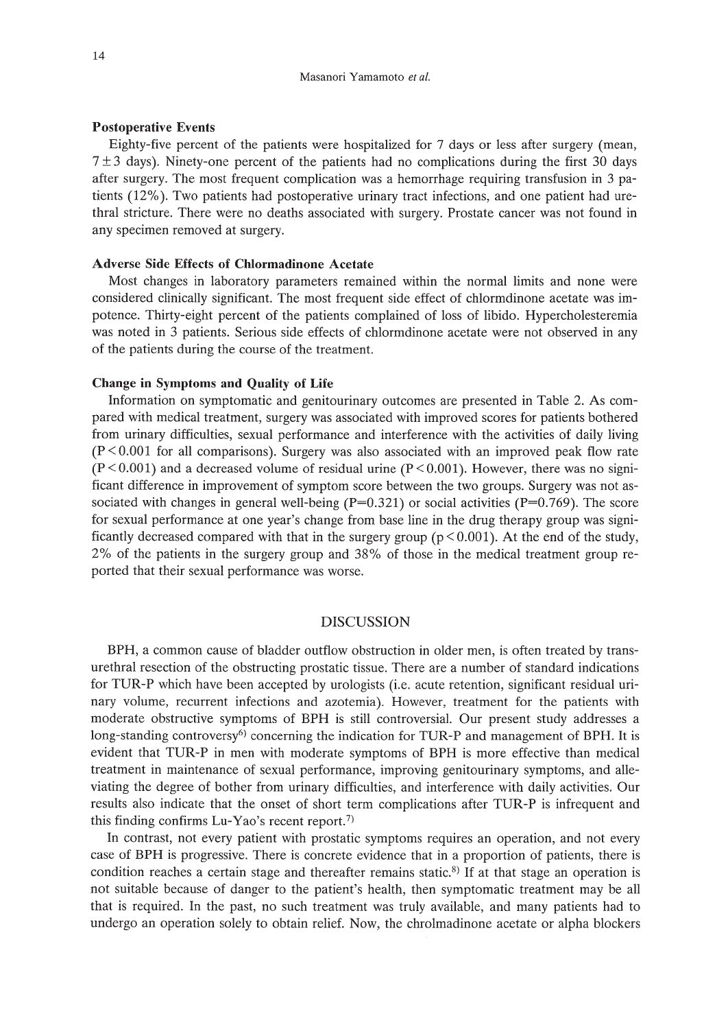### Postoperative Events

Eighty-five percent of the patients were hospitalized for 7 days or less after surgery (mean, $7 \pm 3$ days). Ninety-one percent of the patients had no complications during the first 30 days after surgery. The most frequent complication was a hemorrhage requiring transfusion in 3 patients (12%). Two patients had postoperative urinary tract infections, and one patient had urethral stricture. There were no deaths associated with surgery. Prostate cancer was not found in any specimen removed at surgery.

### Adverse Side Effects of Chlormadinone Acetate

Most changes in laboratory parameters remained within the normal limits and none were considered clinically significant. The most frequent side effect of chlormdinone acetate was impotence. Thirty-eight percent of the patients complained of loss of libido. Hypercholesteremia was noted in 3 patients. Serious side effects of chlormdinone acetate were not observed in any of the patients during the course of the treatment.

### Change in Symptoms and Quality of Life

Information on symptomatic and genitourinary outcomes are presented in Table 2. As compared with medical treatment, surgery was associated with improved scores for patients bothered from urinary difficulties, sexual performance and interference with the activities of daily living ($P < 0.001$ for all comparisons). Surgery was also associated with an improved peak flow rate ($P < 0.001$) and a decreased volume of residual urine ($P < 0.001$). However, there was no significant difference in improvement of symptom score between the two groups. Surgery was not associated with changes in general well-being ($P = 0.321$) or social activities ($P = 0.769$). The score for sexual performance at one year's change from base line in the drug therapy group was significantly decreased compared with that in the surgery group ($p < 0.001$). At the end of the study, 2% of the patients in the surgery group and 38% of those in the medical treatment group reported that their sexual performance was worse.

## DISCUSSION

BPH, a common cause of bladder outflow obstruction in older men, is often treated by transurethral resection of the obstructing prostatic tissue. There are a number of standard indications for TUR-P which have been accepted by urologists (i.e. acute retention, significant residual urinary volume, recurrent infections and azotemia). However, treatment for the patients with moderate obstructive symptoms of BPH is still controversial. Our present study addresses a long-standing controversy[6] concerning the indication for TUR-P and management of BPH. It is evident that TUR-P in men with moderate symptoms of BPH is more effective than medical treatment in maintenance of sexual performance, improving genitourinary symptoms, and alleviating the degree of bother from urinary difficulties, and interference with daily activities. Our results also indicate that the onset of short term complications after TUR-P is infrequent and this finding confirms Lu-Yao's recent report.[7]

In contrast, not every patient with prostatic symptoms requires an operation, and not every case of BPH is progressive. There is concrete evidence that in a proportion of patients, there is condition reaches a certain stage and thereafter remains static.[8] If at that stage an operation is not suitable because of danger to the patient's health, then symptomatic treatment may be all that is required. In the past, no such treatment was truly available, and many patients had to undergo an operation solely to obtain relief. Now, the chrolmadinone acetate or alpha blockers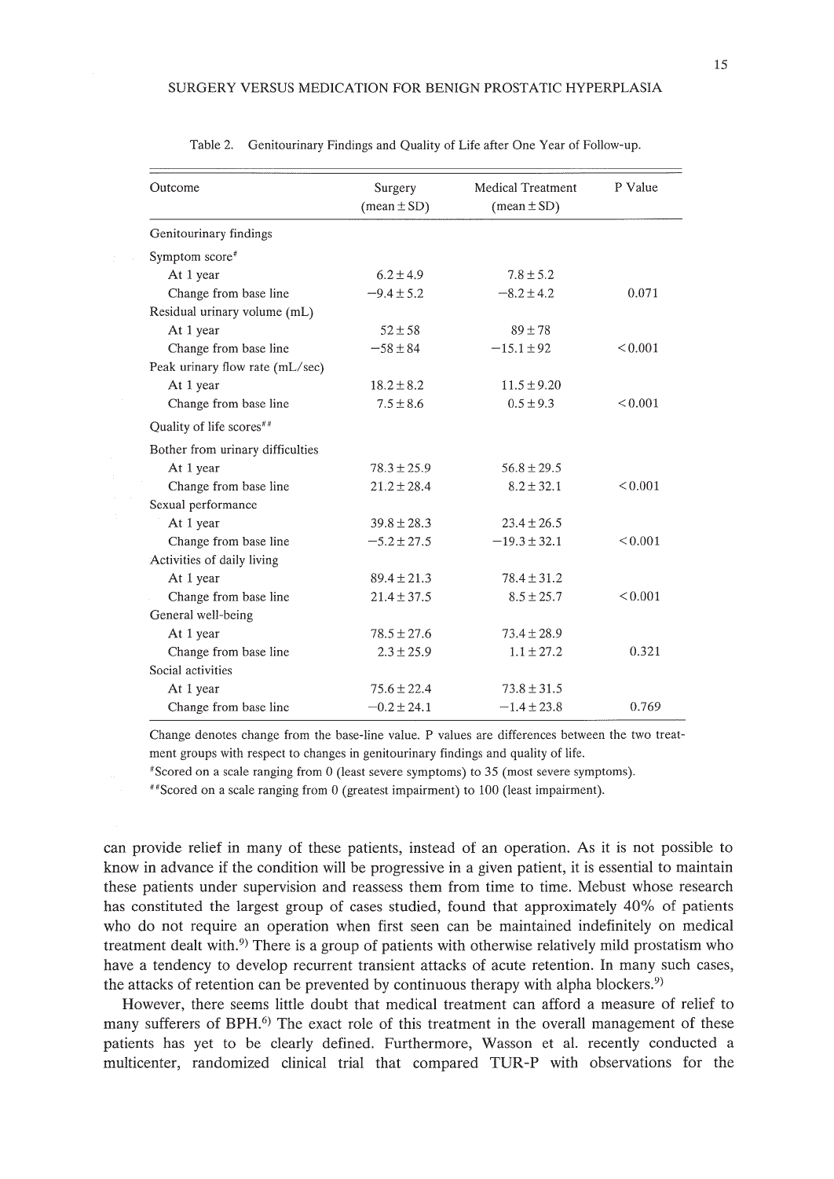Table 2. Genitourinary Findings and Quality of Life after One Year of Follow-up.

| Outcome | Surgery (mean ± SD) | Medical Treatment (mean ± SD) | P Value |
|---|---|---|---|
| Genitourinary findings | | | |
| Symptom score# | | | |
| At 1 year | 6.2 ± 4.9 | 7.8 ± 5.2 | |
| Change from base line | −9.4 ± 5.2 | −8.2 ± 4.2 | 0.071 |
| Residual urinary volume (mL) | | | |
| At 1 year | 52 ± 58 | 89 ± 78 | |
| Change from base line | −58 ± 84 | −15.1 ± 92 | < 0.001 |
| Peak urinary flow rate (mL/sec) | | | |
| At 1 year | 18.2 ± 8.2 | 11.5 ± 9.20 | |
| Change from base line | 7.5 ± 8.6 | 0.5 ± 9.3 | < 0.001 |
| Quality of life scores## | | | |
| Bother from urinary difficulties | | | |
| At 1 year | 78.3 ± 25.9 | 56.8 ± 29.5 | |
| Change from base line | 21.2 ± 28.4 | 8.2 ± 32.1 | < 0.001 |
| Sexual performance | | | |
| At 1 year | 39.8 ± 28.3 | 23.4 ± 26.5 | |
| Change from base line | −5.2 ± 27.5 | −19.3 ± 32.1 | < 0.001 |
| Activities of daily living | | | |
| At 1 year | 89.4 ± 21.3 | 78.4 ± 31.2 | |
| Change from base line | 21.4 ± 37.5 | 8.5 ± 25.7 | < 0.001 |
| General well-being | | | |
| At 1 year | 78.5 ± 27.6 | 73.4 ± 28.9 | |
| Change from base line | 2.3 ± 25.9 | 1.1 ± 27.2 | 0.321 |
| Social activities | | | |
| At 1 year | 75.6 ± 22.4 | 73.8 ± 31.5 | |
| Change from base line | −0.2 ± 24.1 | −1.4 ± 23.8 | 0.769 |

Change denotes change from the base-line value. P values are differences between the two treatment groups with respect to changes in genitourinary findings and quality of life.

#Scored on a scale ranging from 0 (least severe symptoms) to 35 (most severe symptoms).

##Scored on a scale ranging from 0 (greatest impairment) to 100 (least impairment).

can provide relief in many of these patients, instead of an operation. As it is not possible to know in advance if the condition will be progressive in a given patient, it is essential to maintain these patients under supervision and reassess them from time to time. Mebust whose research has constituted the largest group of cases studied, found that approximately 40% of patients who do not require an operation when first seen can be maintained indefinitely on medical treatment dealt with.[9] There is a group of patients with otherwise relatively mild prostatism who have a tendency to develop recurrent transient attacks of acute retention. In many such cases, the attacks of retention can be prevented by continuous therapy with alpha blockers.[9]

However, there seems little doubt that medical treatment can afford a measure of relief to many sufferers of BPH.[6] The exact role of this treatment in the overall management of these patients has yet to be clearly defined. Furthermore, Wasson et al. recently conducted a multicenter, randomized clinical trial that compared TUR-P with observations for the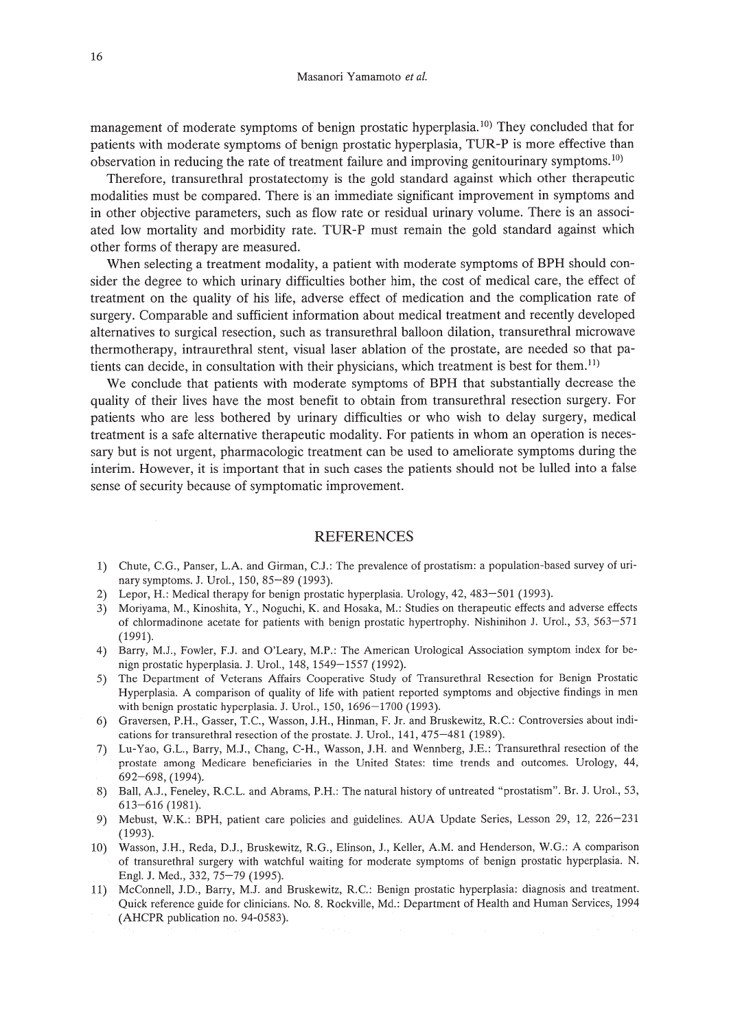management of moderate symptoms of benign prostatic hyperplasia.[10] They concluded that for patients with moderate symptoms of benign prostatic hyperplasia, TUR-P is more effective than observation in reducing the rate of treatment failure and improving genitourinary symptoms.[10]

Therefore, transurethral prostatectomy is the gold standard against which other therapeutic modalities must be compared. There is an immediate significant improvement in symptoms and in other objective parameters, such as flow rate or residual urinary volume. There is an associated low mortality and morbidity rate. TUR-P must remain the gold standard against which other forms of therapy are measured.

When selecting a treatment modality, a patient with moderate symptoms of BPH should consider the degree to which urinary difficulties bother him, the cost of medical care, the effect of treatment on the quality of his life, adverse effect of medication and the complication rate of surgery. Comparable and sufficient information about medical treatment and recently developed alternatives to surgical resection, such as transurethral balloon dilation, transurethral microwave thermotherapy, intraurethral stent, visual laser ablation of the prostate, are needed so that patients can decide, in consultation with their physicians, which treatment is best for them.[11]

We conclude that patients with moderate symptoms of BPH that substantially decrease the quality of their lives have the most benefit to obtain from transurethral resection surgery. For patients who are less bothered by urinary difficulties or who wish to delay surgery, medical treatment is a safe alternative therapeutic modality. For patients in whom an operation is necessary but is not urgent, pharmacologic treatment can be used to ameliorate symptoms during the interim. However, it is important that in such cases the patients should not be lulled into a false sense of security because of symptomatic improvement.

## REFERENCES

1) Chute, C.G., Panser, L.A. and Girman, C.J.: The prevalence of prostatism: a population-based survey of urinary symptoms. J. Urol., 150, 85–89 (1993).
2) Lepor, H.: Medical therapy for benign prostatic hyperplasia. Urology, 42, 483–501 (1993).
3) Moriyama, M., Kinoshita, Y., Noguchi, K. and Hosaka, M.: Studies on therapeutic effects and adverse effects of chlormadinone acetate for patients with benign prostatic hypertrophy. Nishinihon J. Urol., 53, 563–571 (1991).
4) Barry, M.J., Fowler, F.J. and O'Leary, M.P.: The American Urological Association symptom index for benign prostatic hyperplasia. J. Urol., 148, 1549–1557 (1992).
5) The Department of Veterans Affairs Cooperative Study of Transurethral Resection for Benign Prostatic Hyperplasia. A comparison of quality of life with patient reported symptoms and objective findings in men with benign prostatic hyperplasia. J. Urol., 150, 1696–1700 (1993).
6) Graversen, P.H., Gasser, T.C., Wasson, J.H., Hinman, F. Jr. and Bruskewitz, R.C.: Controversies about indications for transurethral resection of the prostate. J. Urol., 141, 475–481 (1989).
7) Lu-Yao, G.L., Barry, M.J., Chang, C-H., Wasson, J.H. and Wennberg, J.E.: Transurethral resection of the prostate among Medicare beneficiaries in the United States: time trends and outcomes. Urology, 44, 692–698, (1994).
8) Ball, A.J., Feneley, R.C.L. and Abrams, P.H.: The natural history of untreated "prostatism". Br. J. Urol., 53, 613–616 (1981).
9) Mebust, W.K.: BPH, patient care policies and guidelines. AUA Update Series, Lesson 29, 12, 226–231 (1993).
10) Wasson, J.H., Reda, D.J., Bruskewitz, R.G., Elinson, J., Keller, A.M. and Henderson, W.G.: A comparison of transurethral surgery with watchful waiting for moderate symptoms of benign prostatic hyperplasia. N. Engl. J. Med., 332, 75–79 (1995).
11) McConnell, J.D., Barry, M.J. and Bruskewitz, R.C.: Benign prostatic hyperplasia: diagnosis and treatment. Quick reference guide for clinicians. No. 8. Rockville, Md.: Department of Health and Human Services, 1994 (AHCPR publication no. 94-0583).